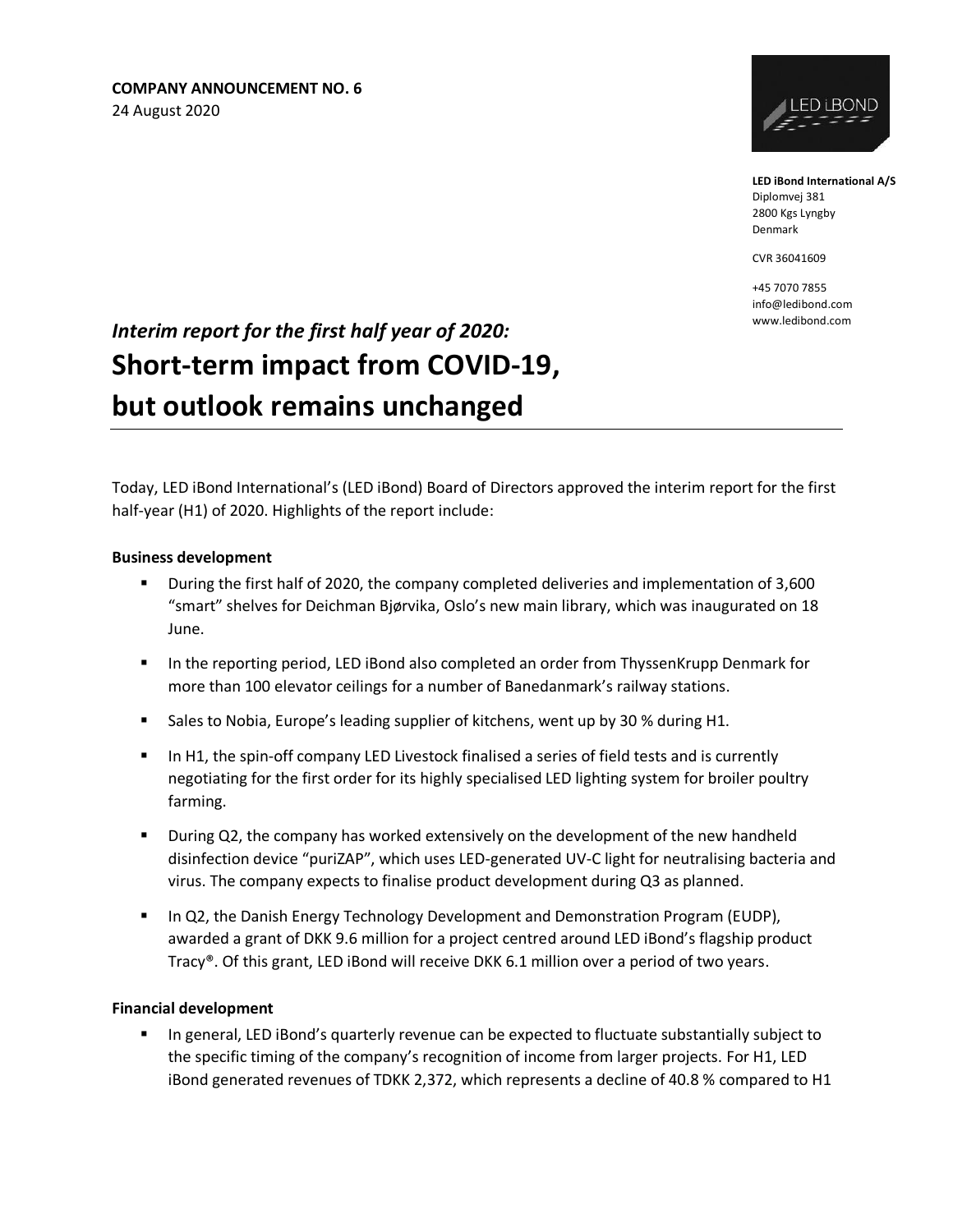**COMPANY ANNOUNCEMENT NO. 6**
24 August 2020

**LED iBond International A/S**
Diplomvej 381
2800 Kgs Lyngby
Denmark

CVR 36041609

+45 7070 7855
info@ledibond.com
www.ledibond.com

# *Interim report for the first half year of 2020:* Short-term impact from COVID-19, but outlook remains unchanged

Today, LED iBond International's (LED iBond) Board of Directors approved the interim report for the first half-year (H1) of 2020. Highlights of the report include:

**Business development**

- During the first half of 2020, the company completed deliveries and implementation of 3,600 "smart" shelves for Deichman Bjørvika, Oslo's new main library, which was inaugurated on 18 June.
- In the reporting period, LED iBond also completed an order from ThyssenKrupp Denmark for more than 100 elevator ceilings for a number of Banedanmark's railway stations.
- Sales to Nobia, Europe's leading supplier of kitchens, went up by 30 % during H1.
- In H1, the spin-off company LED Livestock finalised a series of field tests and is currently negotiating for the first order for its highly specialised LED lighting system for broiler poultry farming.
- During Q2, the company has worked extensively on the development of the new handheld disinfection device "puriZAP", which uses LED-generated UV-C light for neutralising bacteria and virus. The company expects to finalise product development during Q3 as planned.
- In Q2, the Danish Energy Technology Development and Demonstration Program (EUDP), awarded a grant of DKK 9.6 million for a project centred around LED iBond's flagship product Tracy®. Of this grant, LED iBond will receive DKK 6.1 million over a period of two years.

**Financial development**

- In general, LED iBond's quarterly revenue can be expected to fluctuate substantially subject to the specific timing of the company's recognition of income from larger projects. For H1, LED iBond generated revenues of TDKK 2,372, which represents a decline of 40.8 % compared to H1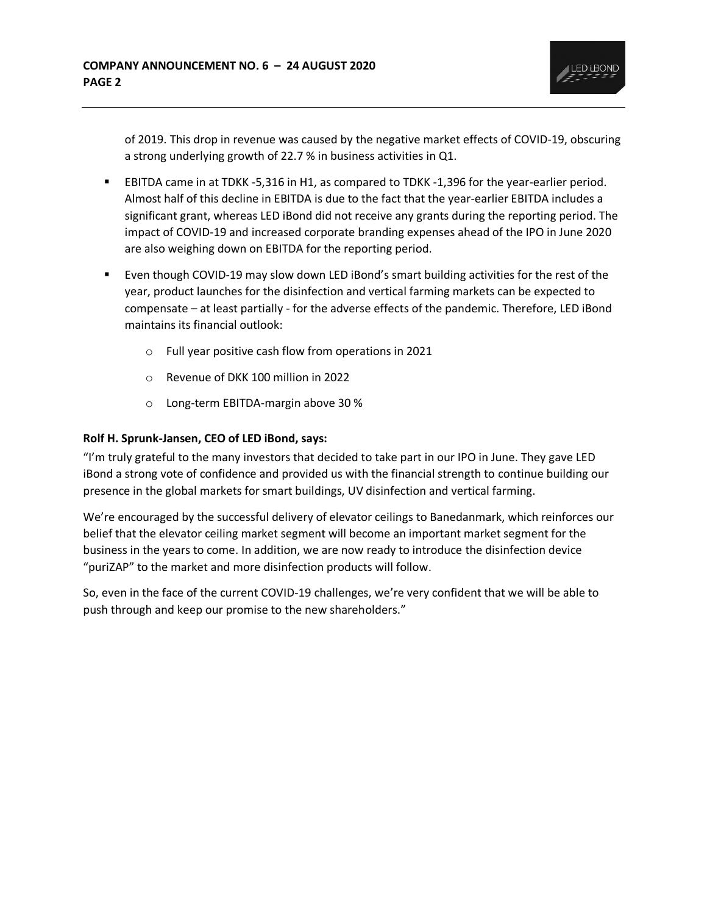of 2019. This drop in revenue was caused by the negative market effects of COVID-19, obscuring a strong underlying growth of 22.7 % in business activities in Q1.

- EBITDA came in at TDKK -5,316 in H1, as compared to TDKK -1,396 for the year-earlier period. Almost half of this decline in EBITDA is due to the fact that the year-earlier EBITDA includes a significant grant, whereas LED iBond did not receive any grants during the reporting period. The impact of COVID-19 and increased corporate branding expenses ahead of the IPO in June 2020 are also weighing down on EBITDA for the reporting period.
- Even though COVID-19 may slow down LED iBond's smart building activities for the rest of the year, product launches for the disinfection and vertical farming markets can be expected to compensate – at least partially - for the adverse effects of the pandemic. Therefore, LED iBond maintains its financial outlook:
  - Full year positive cash flow from operations in 2021
  - Revenue of DKK 100 million in 2022
  - Long-term EBITDA-margin above 30 %

**Rolf H. Sprunk-Jansen, CEO of LED iBond, says:**

"I'm truly grateful to the many investors that decided to take part in our IPO in June. They gave LED iBond a strong vote of confidence and provided us with the financial strength to continue building our presence in the global markets for smart buildings, UV disinfection and vertical farming.

We're encouraged by the successful delivery of elevator ceilings to Banedanmark, which reinforces our belief that the elevator ceiling market segment will become an important market segment for the business in the years to come. In addition, we are now ready to introduce the disinfection device "puriZAP" to the market and more disinfection products will follow.

So, even in the face of the current COVID-19 challenges, we're very confident that we will be able to push through and keep our promise to the new shareholders."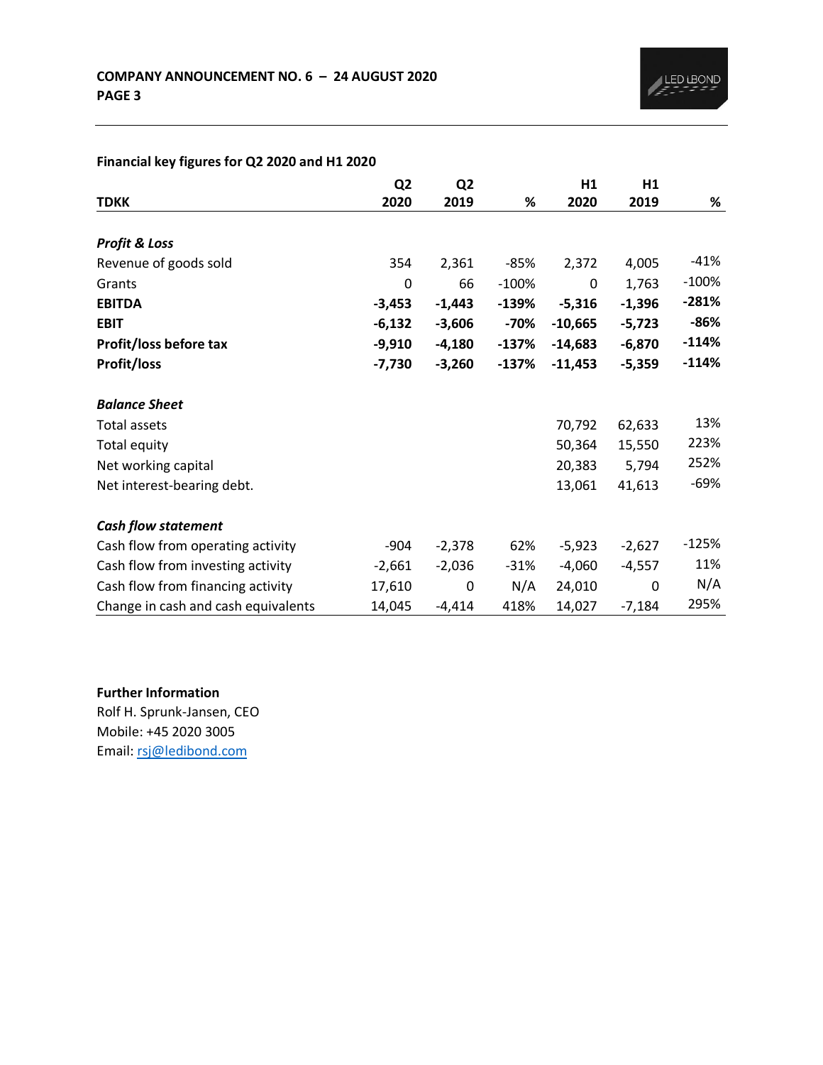### Financial key figures for Q2 2020 and H1 2020

| TDKK | Q2 2020 | Q2 2019 | % | H1 2020 | H1 2019 | % |
|---|---|---|---|---|---|---|
| ***Profit & Loss*** | | | | | | |
| Revenue of goods sold | 354 | 2,361 | -85% | 2,372 | 4,005 | -41% |
| Grants | 0 | 66 | -100% | 0 | 1,763 | -100% |
| **EBITDA** | **-3,453** | **-1,443** | **-139%** | **-5,316** | **-1,396** | **-281%** |
| **EBIT** | **-6,132** | **-3,606** | **-70%** | **-10,665** | **-5,723** | **-86%** |
| **Profit/loss before tax** | **-9,910** | **-4,180** | **-137%** | **-14,683** | **-6,870** | **-114%** |
| **Profit/loss** | **-7,730** | **-3,260** | **-137%** | **-11,453** | **-5,359** | **-114%** |
| ***Balance Sheet*** | | | | | | |
| Total assets | | | | 70,792 | 62,633 | 13% |
| Total equity | | | | 50,364 | 15,550 | 223% |
| Net working capital | | | | 20,383 | 5,794 | 252% |
| Net interest-bearing debt. | | | | 13,061 | 41,613 | -69% |
| ***Cash flow statement*** | | | | | | |
| Cash flow from operating activity | -904 | -2,378 | 62% | -5,923 | -2,627 | -125% |
| Cash flow from investing activity | -2,661 | -2,036 | -31% | -4,060 | -4,557 | 11% |
| Cash flow from financing activity | 17,610 | 0 | N/A | 24,010 | 0 | N/A |
| Change in cash and cash equivalents | 14,045 | -4,414 | 418% | 14,027 | -7,184 | 295% |

**Further Information**

Rolf H. Sprunk-Jansen, CEO
Mobile: +45 2020 3005
Email: rsj@ledibond.com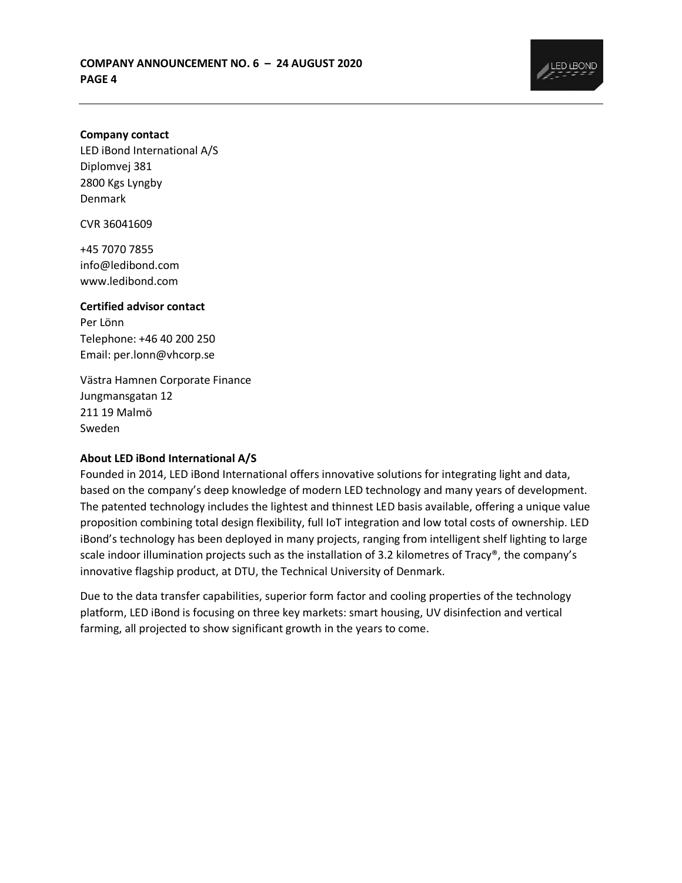**Company contact**
LED iBond International A/S
Diplomvej 381
2800 Kgs Lyngby
Denmark

CVR 36041609

+45 7070 7855
info@ledibond.com
www.ledibond.com

**Certified advisor contact**
Per Lönn
Telephone: +46 40 200 250
Email: per.lonn@vhcorp.se

Västra Hamnen Corporate Finance
Jungmansgatan 12
211 19 Malmö
Sweden

**About LED iBond International A/S**
Founded in 2014, LED iBond International offers innovative solutions for integrating light and data, based on the company's deep knowledge of modern LED technology and many years of development. The patented technology includes the lightest and thinnest LED basis available, offering a unique value proposition combining total design flexibility, full IoT integration and low total costs of ownership. LED iBond's technology has been deployed in many projects, ranging from intelligent shelf lighting to large scale indoor illumination projects such as the installation of 3.2 kilometres of Tracy®, the company's innovative flagship product, at DTU, the Technical University of Denmark.

Due to the data transfer capabilities, superior form factor and cooling properties of the technology platform, LED iBond is focusing on three key markets: smart housing, UV disinfection and vertical farming, all projected to show significant growth in the years to come.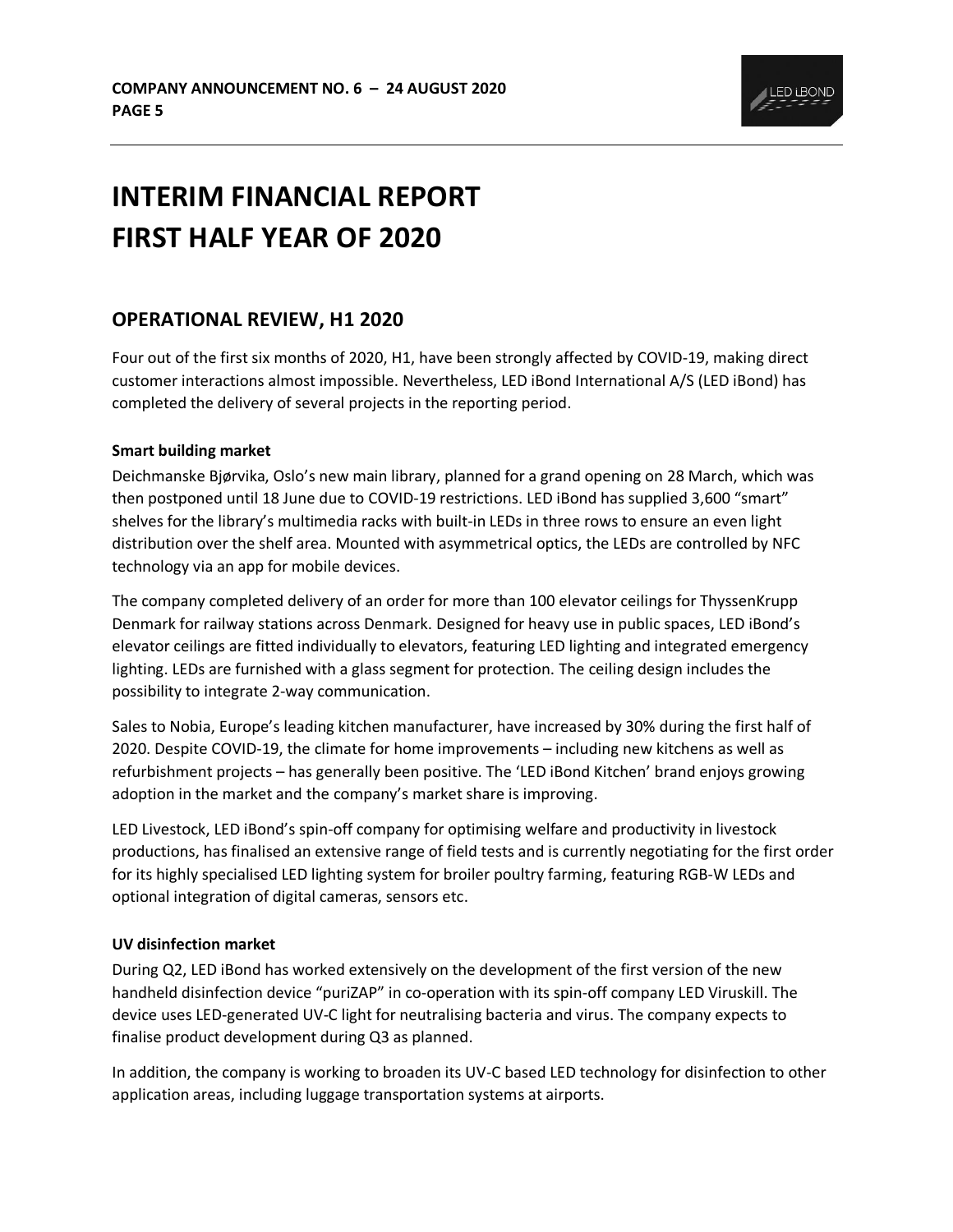# INTERIM FINANCIAL REPORT FIRST HALF YEAR OF 2020

## OPERATIONAL REVIEW, H1 2020

Four out of the first six months of 2020, H1, have been strongly affected by COVID-19, making direct customer interactions almost impossible. Nevertheless, LED iBond International A/S (LED iBond) has completed the delivery of several projects in the reporting period.

**Smart building market**

Deichmanske Bjørvika, Oslo's new main library, planned for a grand opening on 28 March, which was then postponed until 18 June due to COVID-19 restrictions. LED iBond has supplied 3,600 "smart" shelves for the library's multimedia racks with built-in LEDs in three rows to ensure an even light distribution over the shelf area. Mounted with asymmetrical optics, the LEDs are controlled by NFC technology via an app for mobile devices.

The company completed delivery of an order for more than 100 elevator ceilings for ThyssenKrupp Denmark for railway stations across Denmark. Designed for heavy use in public spaces, LED iBond's elevator ceilings are fitted individually to elevators, featuring LED lighting and integrated emergency lighting. LEDs are furnished with a glass segment for protection. The ceiling design includes the possibility to integrate 2-way communication.

Sales to Nobia, Europe's leading kitchen manufacturer, have increased by 30% during the first half of 2020. Despite COVID-19, the climate for home improvements – including new kitchens as well as refurbishment projects – has generally been positive. The 'LED iBond Kitchen' brand enjoys growing adoption in the market and the company's market share is improving.

LED Livestock, LED iBond's spin-off company for optimising welfare and productivity in livestock productions, has finalised an extensive range of field tests and is currently negotiating for the first order for its highly specialised LED lighting system for broiler poultry farming, featuring RGB-W LEDs and optional integration of digital cameras, sensors etc.

**UV disinfection market**

During Q2, LED iBond has worked extensively on the development of the first version of the new handheld disinfection device "puriZAP" in co-operation with its spin-off company LED Viruskill. The device uses LED-generated UV-C light for neutralising bacteria and virus. The company expects to finalise product development during Q3 as planned.

In addition, the company is working to broaden its UV-C based LED technology for disinfection to other application areas, including luggage transportation systems at airports.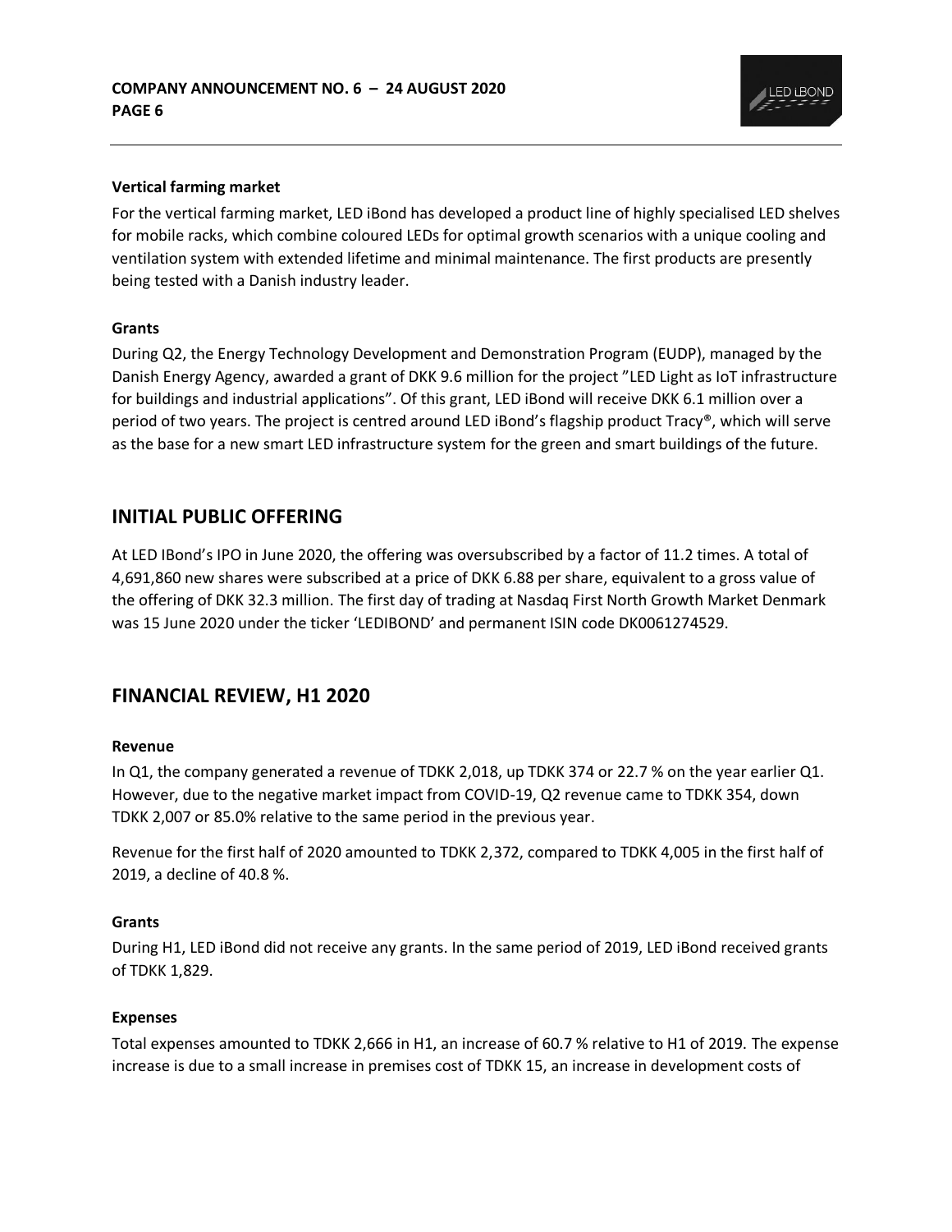### Vertical farming market

For the vertical farming market, LED iBond has developed a product line of highly specialised LED shelves for mobile racks, which combine coloured LEDs for optimal growth scenarios with a unique cooling and ventilation system with extended lifetime and minimal maintenance. The first products are presently being tested with a Danish industry leader.

### Grants

During Q2, the Energy Technology Development and Demonstration Program (EUDP), managed by the Danish Energy Agency, awarded a grant of DKK 9.6 million for the project ”LED Light as IoT infrastructure for buildings and industrial applications”. Of this grant, LED iBond will receive DKK 6.1 million over a period of two years. The project is centred around LED iBond's flagship product Tracy®, which will serve as the base for a new smart LED infrastructure system for the green and smart buildings of the future.

## INITIAL PUBLIC OFFERING

At LED IBond's IPO in June 2020, the offering was oversubscribed by a factor of 11.2 times. A total of 4,691,860 new shares were subscribed at a price of DKK 6.88 per share, equivalent to a gross value of the offering of DKK 32.3 million. The first day of trading at Nasdaq First North Growth Market Denmark was 15 June 2020 under the ticker 'LEDIBOND' and permanent ISIN code DK0061274529.

## FINANCIAL REVIEW, H1 2020

### Revenue

In Q1, the company generated a revenue of TDKK 2,018, up TDKK 374 or 22.7 % on the year earlier Q1. However, due to the negative market impact from COVID-19, Q2 revenue came to TDKK 354, down TDKK 2,007 or 85.0% relative to the same period in the previous year.

Revenue for the first half of 2020 amounted to TDKK 2,372, compared to TDKK 4,005 in the first half of 2019, a decline of 40.8 %.

### Grants

During H1, LED iBond did not receive any grants. In the same period of 2019, LED iBond received grants of TDKK 1,829.

### Expenses

Total expenses amounted to TDKK 2,666 in H1, an increase of 60.7 % relative to H1 of 2019. The expense increase is due to a small increase in premises cost of TDKK 15, an increase in development costs of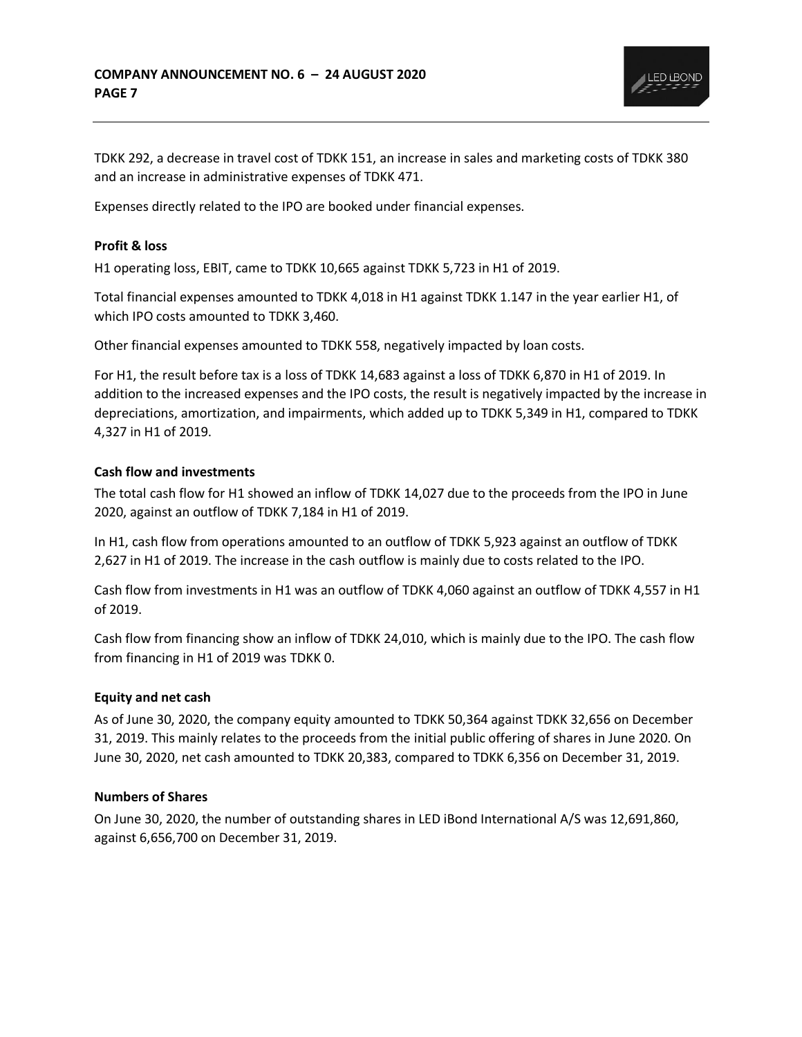TDKK 292, a decrease in travel cost of TDKK 151, an increase in sales and marketing costs of TDKK 380 and an increase in administrative expenses of TDKK 471.

Expenses directly related to the IPO are booked under financial expenses.

**Profit & loss**

H1 operating loss, EBIT, came to TDKK 10,665 against TDKK 5,723 in H1 of 2019.

Total financial expenses amounted to TDKK 4,018 in H1 against TDKK 1.147 in the year earlier H1, of which IPO costs amounted to TDKK 3,460.

Other financial expenses amounted to TDKK 558, negatively impacted by loan costs.

For H1, the result before tax is a loss of TDKK 14,683 against a loss of TDKK 6,870 in H1 of 2019. In addition to the increased expenses and the IPO costs, the result is negatively impacted by the increase in depreciations, amortization, and impairments, which added up to TDKK 5,349 in H1, compared to TDKK 4,327 in H1 of 2019.

**Cash flow and investments**

The total cash flow for H1 showed an inflow of TDKK 14,027 due to the proceeds from the IPO in June 2020, against an outflow of TDKK 7,184 in H1 of 2019.

In H1, cash flow from operations amounted to an outflow of TDKK 5,923 against an outflow of TDKK 2,627 in H1 of 2019. The increase in the cash outflow is mainly due to costs related to the IPO.

Cash flow from investments in H1 was an outflow of TDKK 4,060 against an outflow of TDKK 4,557 in H1 of 2019.

Cash flow from financing show an inflow of TDKK 24,010, which is mainly due to the IPO. The cash flow from financing in H1 of 2019 was TDKK 0.

**Equity and net cash**

As of June 30, 2020, the company equity amounted to TDKK 50,364 against TDKK 32,656 on December 31, 2019. This mainly relates to the proceeds from the initial public offering of shares in June 2020. On June 30, 2020, net cash amounted to TDKK 20,383, compared to TDKK 6,356 on December 31, 2019.

**Numbers of Shares**

On June 30, 2020, the number of outstanding shares in LED iBond International A/S was 12,691,860, against 6,656,700 on December 31, 2019.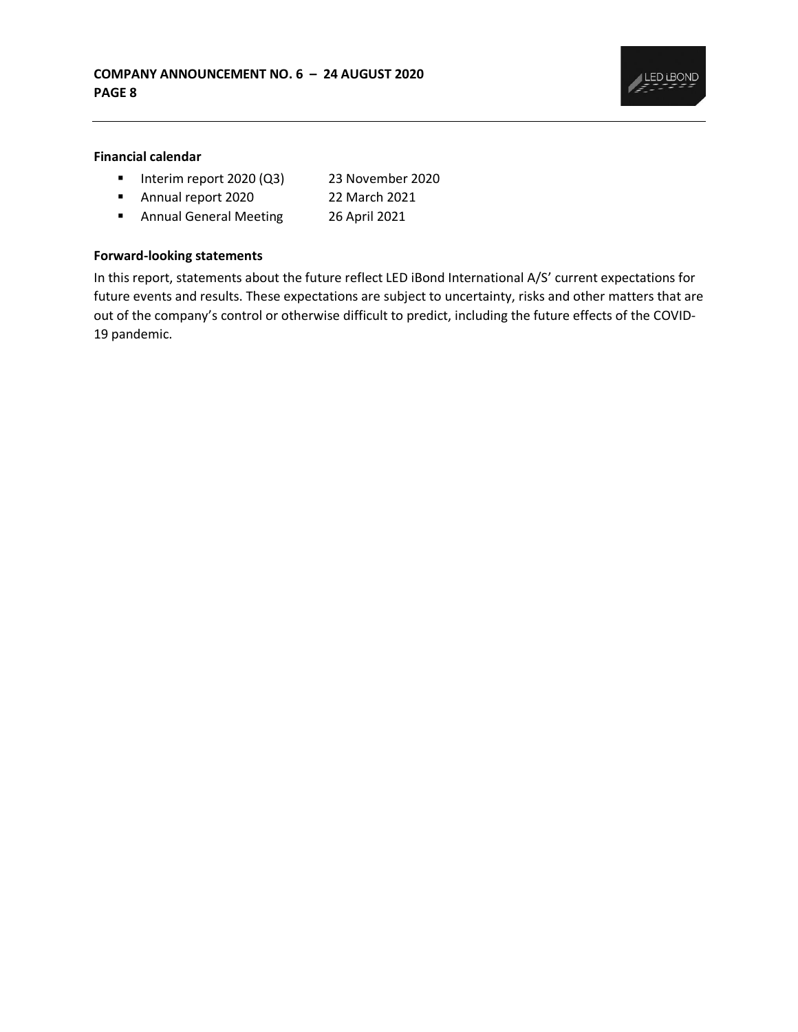### Financial calendar

- Interim report 2020 (Q3) 23 November 2020
- Annual report 2020 22 March 2021
- Annual General Meeting 26 April 2021

### Forward-looking statements

In this report, statements about the future reflect LED iBond International A/S' current expectations for future events and results. These expectations are subject to uncertainty, risks and other matters that are out of the company's control or otherwise difficult to predict, including the future effects of the COVID-19 pandemic.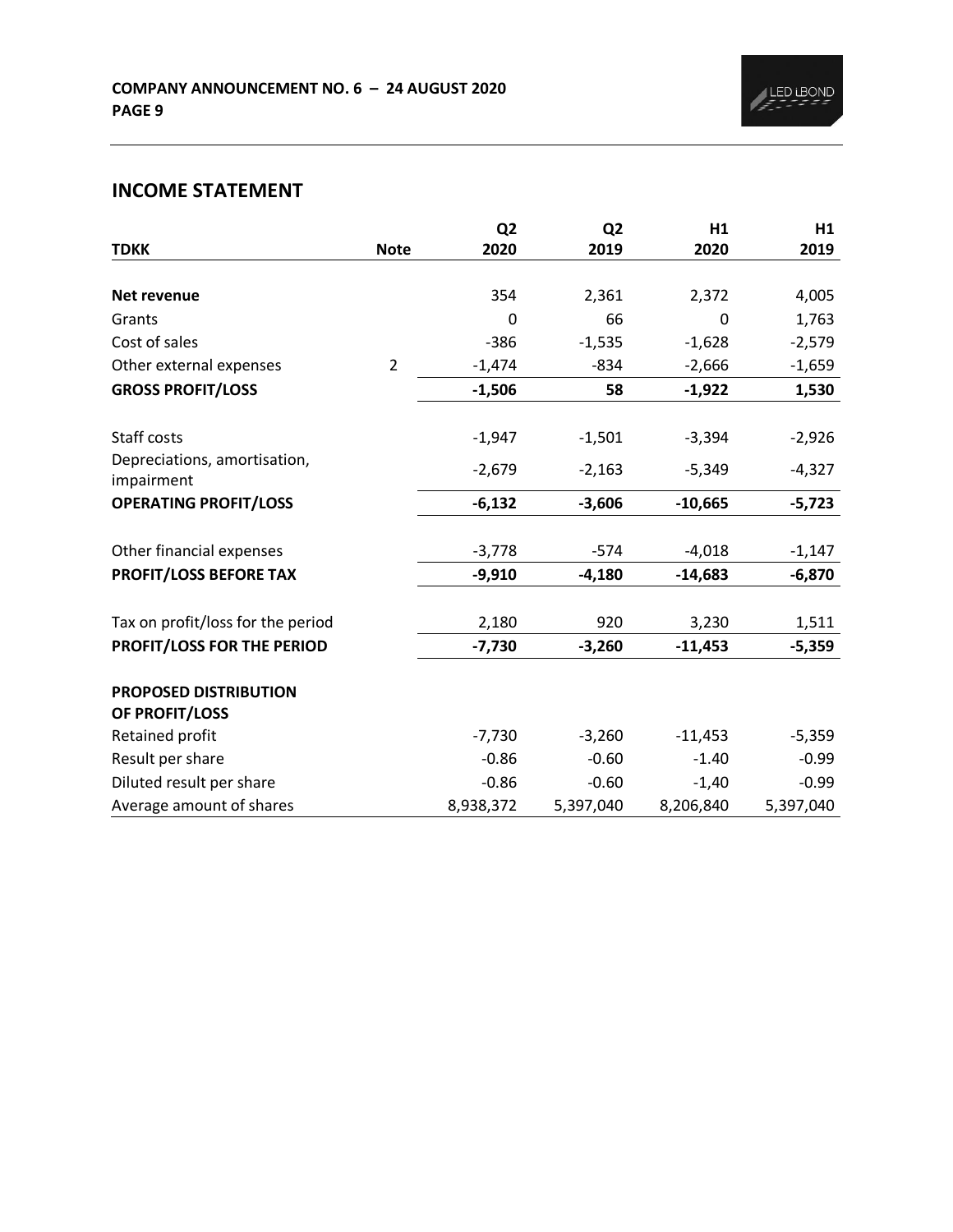## INCOME STATEMENT

| TDKK | Note | Q2 2020 | Q2 2019 | H1 2020 | H1 2019 |
|---|---|---|---|---|---|
| **Net revenue** | | 354 | 2,361 | 2,372 | 4,005 |
| Grants | | 0 | 66 | 0 | 1,763 |
| Cost of sales | | -386 | -1,535 | -1,628 | -2,579 |
| Other external expenses | 2 | -1,474 | -834 | -2,666 | -1,659 |
| **GROSS PROFIT/LOSS** | | **-1,506** | **58** | **-1,922** | **1,530** |
| Staff costs | | -1,947 | -1,501 | -3,394 | -2,926 |
| Depreciations, amortisation, impairment | | -2,679 | -2,163 | -5,349 | -4,327 |
| **OPERATING PROFIT/LOSS** | | **-6,132** | **-3,606** | **-10,665** | **-5,723** |
| Other financial expenses | | -3,778 | -574 | -4,018 | -1,147 |
| **PROFIT/LOSS BEFORE TAX** | | **-9,910** | **-4,180** | **-14,683** | **-6,870** |
| Tax on profit/loss for the period | | 2,180 | 920 | 3,230 | 1,511 |
| **PROFIT/LOSS FOR THE PERIOD** | | **-7,730** | **-3,260** | **-11,453** | **-5,359** |
| **PROPOSED DISTRIBUTION OF PROFIT/LOSS** | | | | | |
| Retained profit | | -7,730 | -3,260 | -11,453 | -5,359 |
| Result per share | | -0.86 | -0.60 | -1.40 | -0.99 |
| Diluted result per share | | -0.86 | -0.60 | -1,40 | -0.99 |
| Average amount of shares | | 8,938,372 | 5,397,040 | 8,206,840 | 5,397,040 |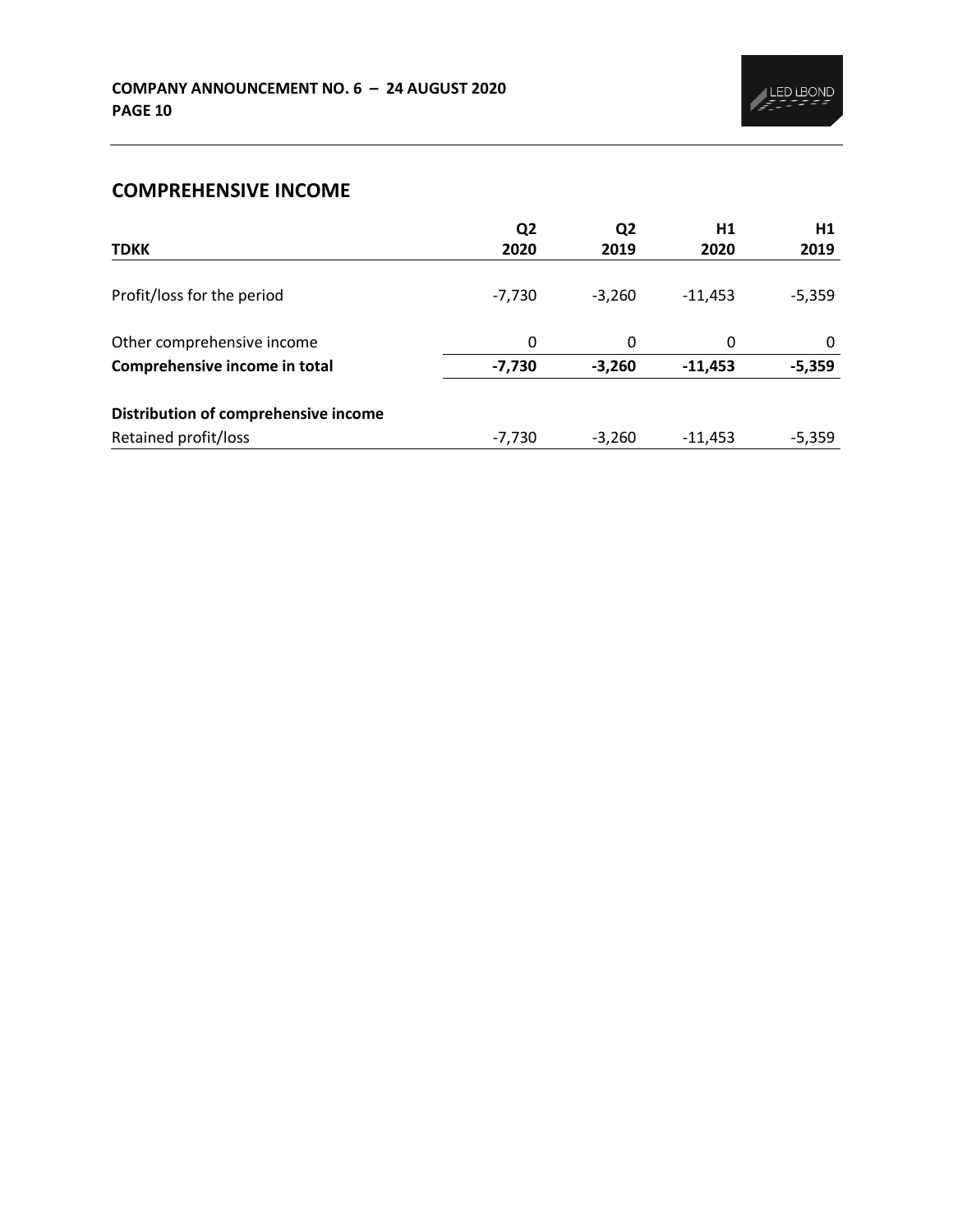## COMPREHENSIVE INCOME

| TDKK | Q2 2020 | Q2 2019 | H1 2020 | H1 2019 |
|---|---|---|---|---|
| Profit/loss for the period | -7,730 | -3,260 | -11,453 | -5,359 |
| Other comprehensive income | 0 | 0 | 0 | 0 |
| **Comprehensive income in total** | **-7,730** | **-3,260** | **-11,453** | **-5,359** |
| **Distribution of comprehensive income** | | | | |
| Retained profit/loss | -7,730 | -3,260 | -11,453 | -5,359 |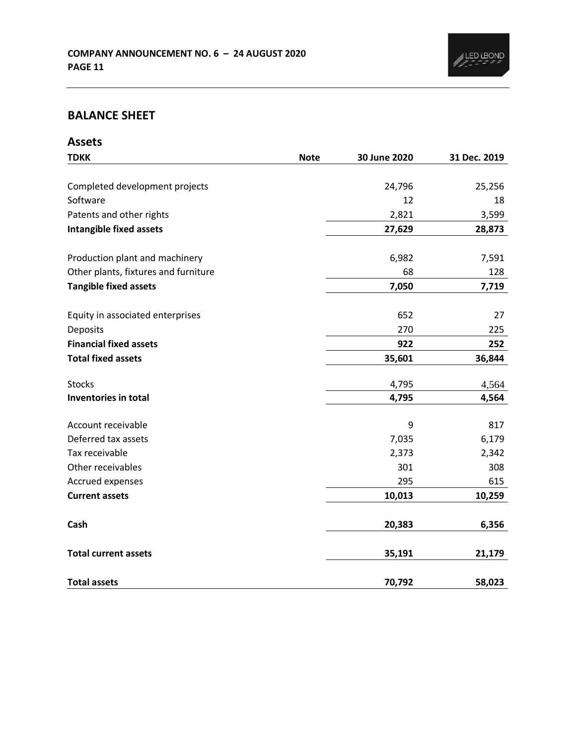## BALANCE SHEET

### Assets

| TDKK | Note | 30 June 2020 | 31 Dec. 2019 |
|---|---|---|---|
| Completed development projects | | 24,796 | 25,256 |
| Software | | 12 | 18 |
| Patents and other rights | | 2,821 | 3,599 |
| **Intangible fixed assets** | | **27,629** | **28,873** |
| Production plant and machinery | | 6,982 | 7,591 |
| Other plants, fixtures and furniture | | 68 | 128 |
| **Tangible fixed assets** | | **7,050** | **7,719** |
| Equity in associated enterprises | | 652 | 27 |
| Deposits | | 270 | 225 |
| **Financial fixed assets** | | **922** | **252** |
| **Total fixed assets** | | **35,601** | **36,844** |
| Stocks | | 4,795 | 4,564 |
| **Inventories in total** | | **4,795** | **4,564** |
| Account receivable | | 9 | 817 |
| Deferred tax assets | | 7,035 | 6,179 |
| Tax receivable | | 2,373 | 2,342 |
| Other receivables | | 301 | 308 |
| Accrued expenses | | 295 | 615 |
| **Current assets** | | **10,013** | **10,259** |
| **Cash** | | **20,383** | **6,356** |
| **Total current assets** | | **35,191** | **21,179** |
| **Total assets** | | **70,792** | **58,023** |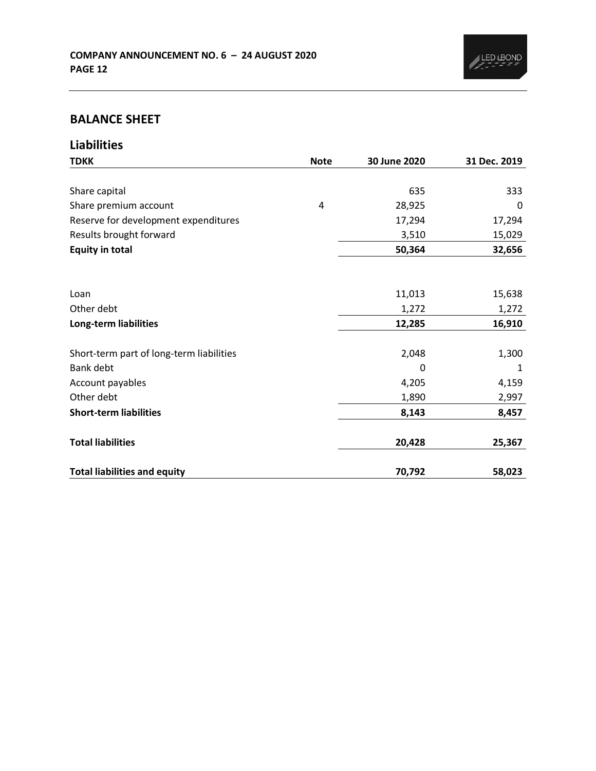## BALANCE SHEET

### Liabilities

| TDKK | Note | 30 June 2020 | 31 Dec. 2019 |
|---|---|---|---|
| Share capital | | 635 | 333 |
| Share premium account | 4 | 28,925 | 0 |
| Reserve for development expenditures | | 17,294 | 17,294 |
| Results brought forward | | 3,510 | 15,029 |
| **Equity in total** | | **50,364** | **32,656** |
| | | | |
| Loan | | 11,013 | 15,638 |
| Other debt | | 1,272 | 1,272 |
| **Long-term liabilities** | | **12,285** | **16,910** |
| | | | |
| Short-term part of long-term liabilities | | 2,048 | 1,300 |
| Bank debt | | 0 | 1 |
| Account payables | | 4,205 | 4,159 |
| Other debt | | 1,890 | 2,997 |
| **Short-term liabilities** | | **8,143** | **8,457** |
| | | | |
| **Total liabilities** | | **20,428** | **25,367** |
| | | | |
| **Total liabilities and equity** | | **70,792** | **58,023** |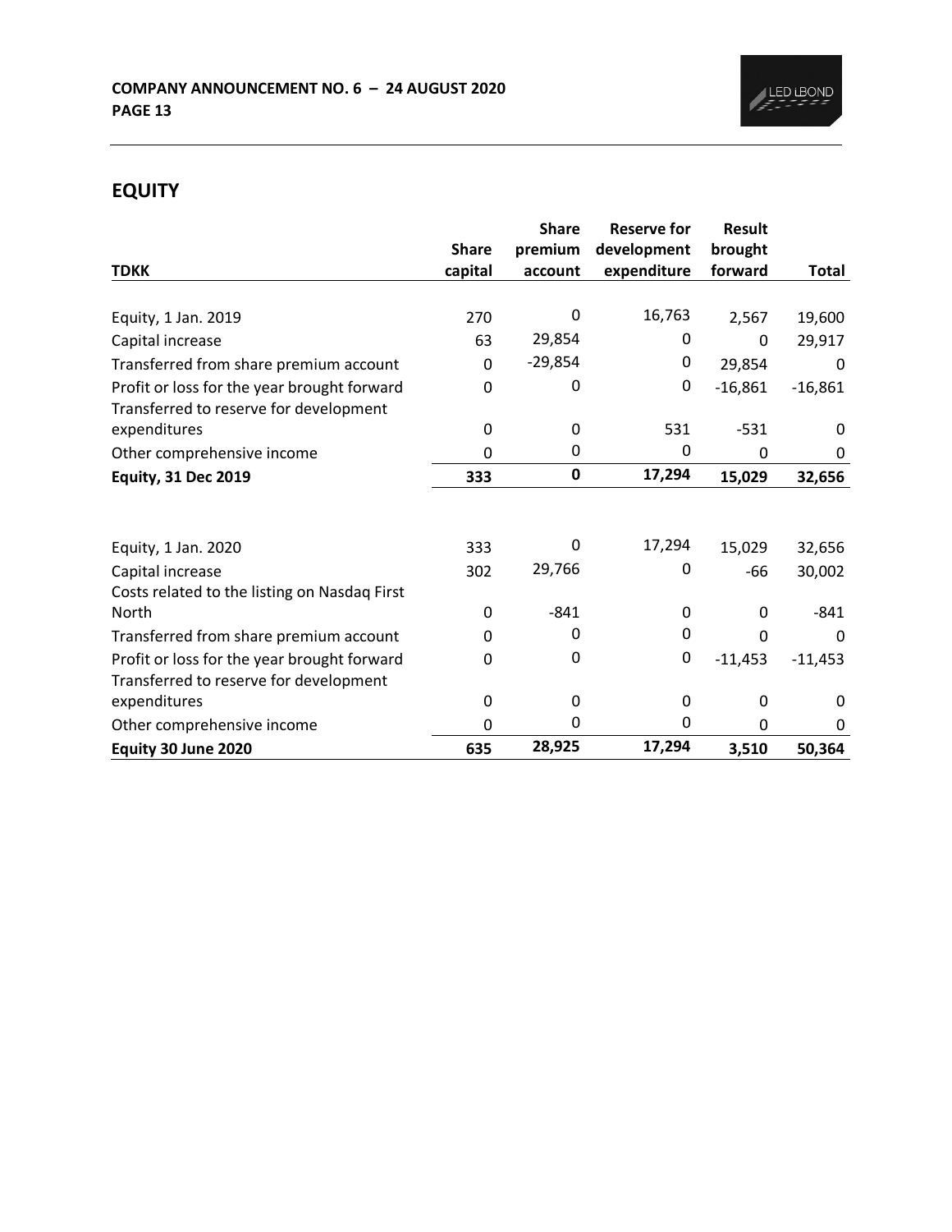## EQUITY

| TDKK | Share capital | Share premium account | Reserve for development expenditure | Result brought forward | Total |
|---|---|---|---|---|---|
| Equity, 1 Jan. 2019 | 270 | 0 | 16,763 | 2,567 | 19,600 |
| Capital increase | 63 | 29,854 | 0 | 0 | 29,917 |
| Transferred from share premium account | 0 | -29,854 | 0 | 29,854 | 0 |
| Profit or loss for the year brought forward | 0 | 0 | 0 | -16,861 | -16,861 |
| Transferred to reserve for development expenditures | 0 | 0 | 531 | -531 | 0 |
| Other comprehensive income | 0 | 0 | 0 | 0 | 0 |
| **Equity, 31 Dec 2019** | **333** | **0** | **17,294** | **15,029** | **32,656** |
| | | | | | |
| Equity, 1 Jan. 2020 | 333 | 0 | 17,294 | 15,029 | 32,656 |
| Capital increase | 302 | 29,766 | 0 | -66 | 30,002 |
| Costs related to the listing on Nasdaq First North | 0 | -841 | 0 | 0 | -841 |
| Transferred from share premium account | 0 | 0 | 0 | 0 | 0 |
| Profit or loss for the year brought forward | 0 | 0 | 0 | -11,453 | -11,453 |
| Transferred to reserve for development expenditures | 0 | 0 | 0 | 0 | 0 |
| Other comprehensive income | 0 | 0 | 0 | 0 | 0 |
| **Equity 30 June 2020** | **635** | **28,925** | **17,294** | **3,510** | **50,364** |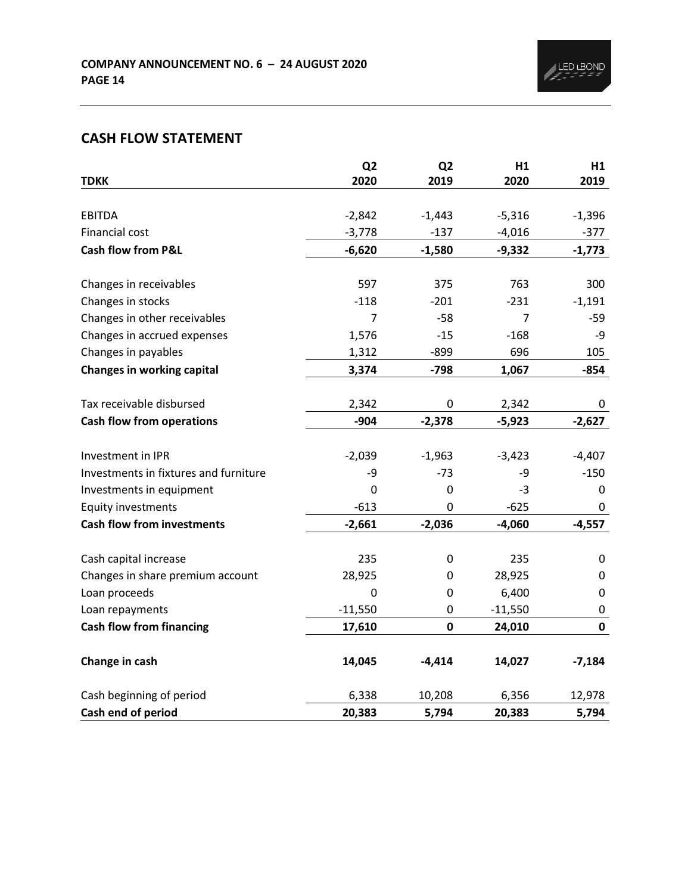## CASH FLOW STATEMENT

| TDKK | Q2 2020 | Q2 2019 | H1 2020 | H1 2019 |
|---|---|---|---|---|
| EBITDA | -2,842 | -1,443 | -5,316 | -1,396 |
| Financial cost | -3,778 | -137 | -4,016 | -377 |
| **Cash flow from P&L** | **-6,620** | **-1,580** | **-9,332** | **-1,773** |
| Changes in receivables | 597 | 375 | 763 | 300 |
| Changes in stocks | -118 | -201 | -231 | -1,191 |
| Changes in other receivables | 7 | -58 | 7 | -59 |
| Changes in accrued expenses | 1,576 | -15 | -168 | -9 |
| Changes in payables | 1,312 | -899 | 696 | 105 |
| **Changes in working capital** | **3,374** | **-798** | **1,067** | **-854** |
| Tax receivable disbursed | 2,342 | 0 | 2,342 | 0 |
| **Cash flow from operations** | **-904** | **-2,378** | **-5,923** | **-2,627** |
| Investment in IPR | -2,039 | -1,963 | -3,423 | -4,407 |
| Investments in fixtures and furniture | -9 | -73 | -9 | -150 |
| Investments in equipment | 0 | 0 | -3 | 0 |
| Equity investments | -613 | 0 | -625 | 0 |
| **Cash flow from investments** | **-2,661** | **-2,036** | **-4,060** | **-4,557** |
| Cash capital increase | 235 | 0 | 235 | 0 |
| Changes in share premium account | 28,925 | 0 | 28,925 | 0 |
| Loan proceeds | 0 | 0 | 6,400 | 0 |
| Loan repayments | -11,550 | 0 | -11,550 | 0 |
| **Cash flow from financing** | **17,610** | **0** | **24,010** | **0** |
| **Change in cash** | **14,045** | **-4,414** | **14,027** | **-7,184** |
| Cash beginning of period | 6,338 | 10,208 | 6,356 | 12,978 |
| **Cash end of period** | **20,383** | **5,794** | **20,383** | **5,794** |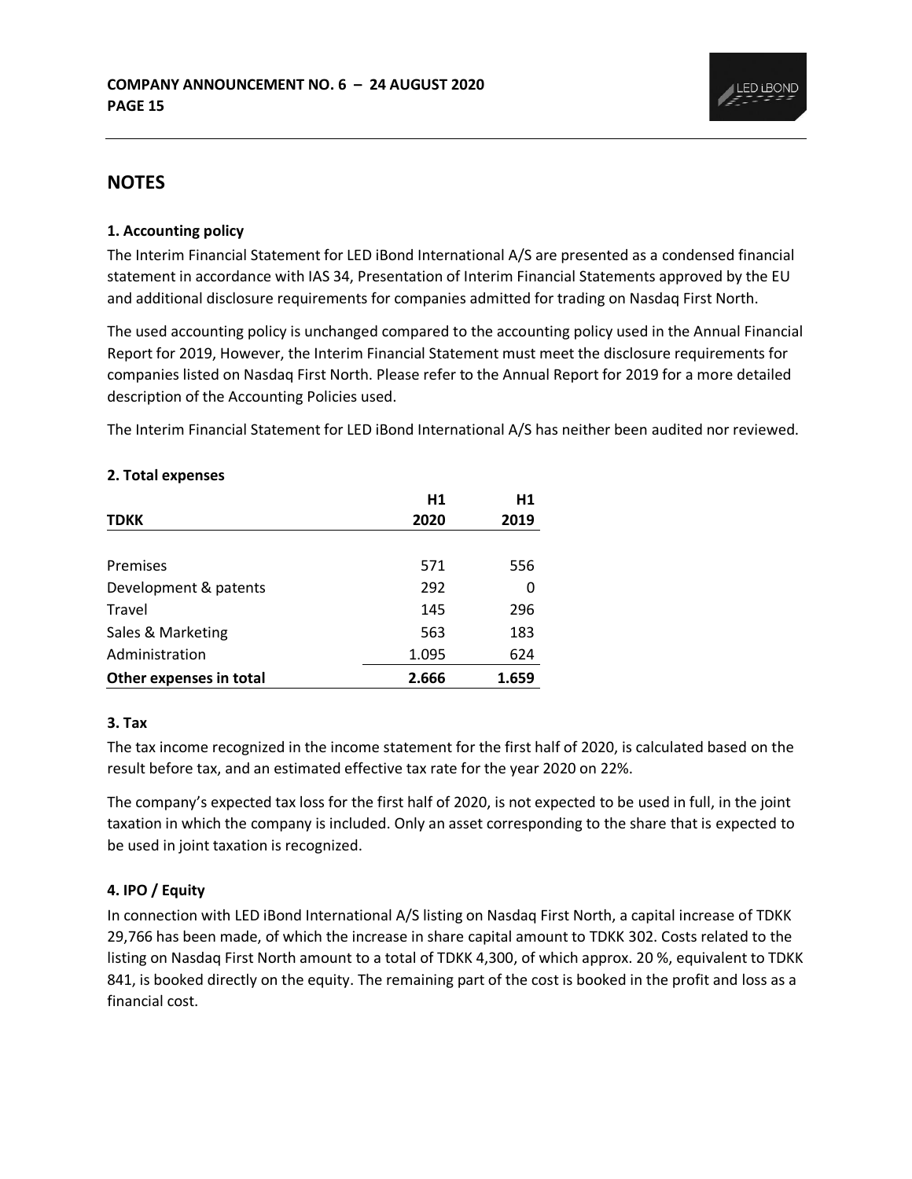## NOTES

### 1. Accounting policy

The Interim Financial Statement for LED iBond International A/S are presented as a condensed financial statement in accordance with IAS 34, Presentation of Interim Financial Statements approved by the EU and additional disclosure requirements for companies admitted for trading on Nasdaq First North.

The used accounting policy is unchanged compared to the accounting policy used in the Annual Financial Report for 2019, However, the Interim Financial Statement must meet the disclosure requirements for companies listed on Nasdaq First North. Please refer to the Annual Report for 2019 for a more detailed description of the Accounting Policies used.

The Interim Financial Statement for LED iBond International A/S has neither been audited nor reviewed.

### 2. Total expenses

| TDKK | H1 2020 | H1 2019 |
|---|---|---|
| Premises | 571 | 556 |
| Development & patents | 292 | 0 |
| Travel | 145 | 296 |
| Sales & Marketing | 563 | 183 |
| Administration | 1.095 | 624 |
| **Other expenses in total** | **2.666** | **1.659** |

### 3. Tax

The tax income recognized in the income statement for the first half of 2020, is calculated based on the result before tax, and an estimated effective tax rate for the year 2020 on 22%.

The company's expected tax loss for the first half of 2020, is not expected to be used in full, in the joint taxation in which the company is included. Only an asset corresponding to the share that is expected to be used in joint taxation is recognized.

### 4. IPO / Equity

In connection with LED iBond International A/S listing on Nasdaq First North, a capital increase of TDKK 29,766 has been made, of which the increase in share capital amount to TDKK 302. Costs related to the listing on Nasdaq First North amount to a total of TDKK 4,300, of which approx. 20 %, equivalent to TDKK 841, is booked directly on the equity. The remaining part of the cost is booked in the profit and loss as a financial cost.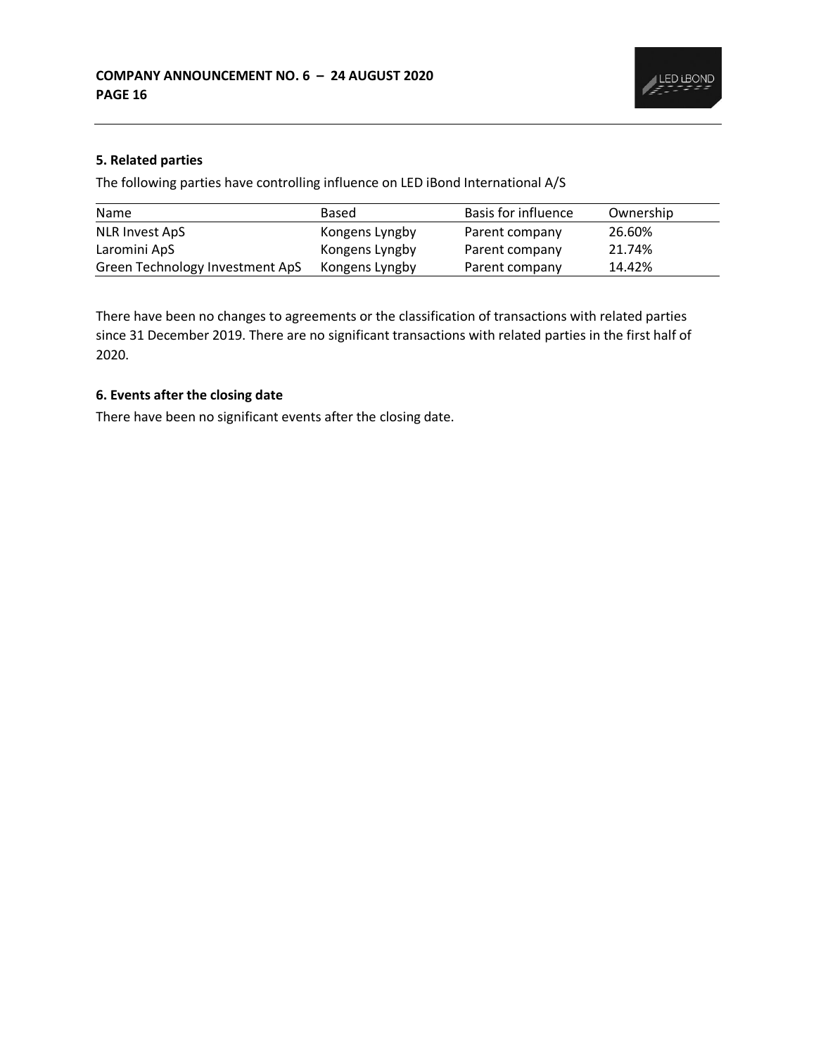### 5. Related parties

The following parties have controlling influence on LED iBond International A/S

| Name | Based | Basis for influence | Ownership |
| --- | --- | --- | --- |
| NLR Invest ApS | Kongens Lyngby | Parent company | 26.60% |
| Laromini ApS | Kongens Lyngby | Parent company | 21.74% |
| Green Technology Investment ApS | Kongens Lyngby | Parent company | 14.42% |

There have been no changes to agreements or the classification of transactions with related parties since 31 December 2019. There are no significant transactions with related parties in the first half of 2020.

### 6. Events after the closing date

There have been no significant events after the closing date.